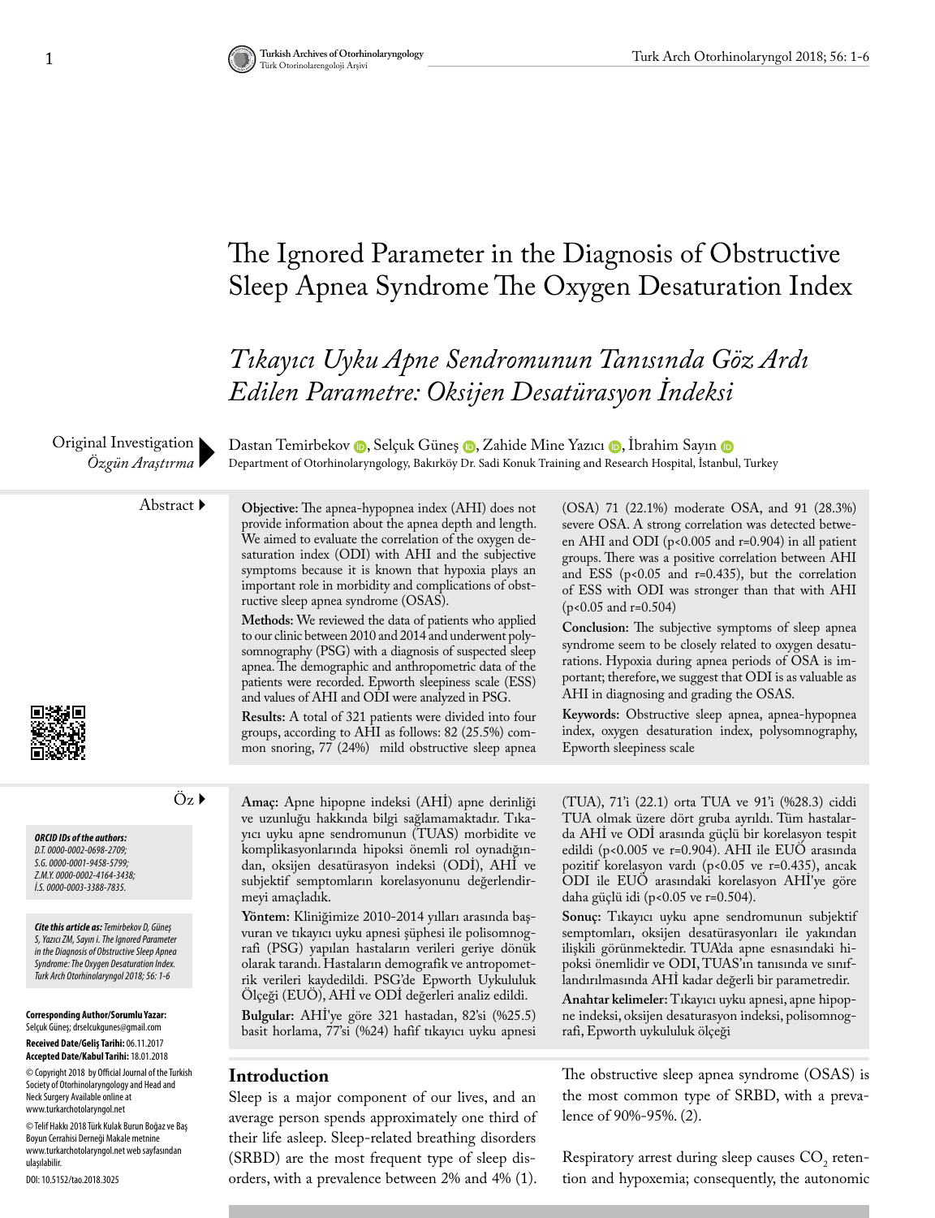# The Ignored Parameter in the Diagnosis of Obstructive Sleep Apnea Syndrome The Oxygen Desaturation Index

# *Tıkayıcı Uyku Apne Sendromunun Tanısında Göz Ardı Edilen Parametre: Oksijen Desatürasyon İndeksi*

Original Investigation
*Özgün Araştırma*

Dastan Temirbekov, Selçuk Güneş, Zahide Mine Yazıcı, İbrahim Sayın

Department of Otorhinolaryngology, Bakırköy Dr. Sadi Konuk Training and Research Hospital, İstanbul, Turkey

## Abstract

**Objective:** The apnea-hypopnea index (AHI) does not provide information about the apnea depth and length. We aimed to evaluate the correlation of the oxygen desaturation index (ODI) with AHI and the subjective symptoms because it is known that hypoxia plays an important role in morbidity and complications of obstructive sleep apnea syndrome (OSAS).

**Methods:** We reviewed the data of patients who applied to our clinic between 2010 and 2014 and underwent polysomnography (PSG) with a diagnosis of suspected sleep apnea. The demographic and anthropometric data of the patients were recorded. Epworth sleepiness scale (ESS) and values of AHI and ODI were analyzed in PSG.

**Results:** A total of 321 patients were divided into four groups, according to AHI as follows: 82 (25.5%) common snoring, 77 (24%) mild obstructive sleep apnea (OSA) 71 (22.1%) moderate OSA, and 91 (28.3%) severe OSA. A strong correlation was detected between AHI and ODI ($p<0.005$ and $r=0.904$) in all patient groups. There was a positive correlation between AHI and ESS ($p<0.05$ and $r=0.435$), but the correlation of ESS with ODI was stronger than that with AHI ($p<0.05$ and $r=0.504$)

**Conclusion:** The subjective symptoms of sleep apnea syndrome seem to be closely related to oxygen desaturations. Hypoxia during apnea periods of OSA is important; therefore, we suggest that ODI is as valuable as AHI in diagnosing and grading the OSAS.

**Keywords:** Obstructive sleep apnea, apnea-hypopnea index, oxygen desaturation index, polysomnography, Epworth sleepiness scale

## Öz

**Amaç:** Apne hipopne indeksi (AHİ) apne derinliği ve uzunluğu hakkında bilgi sağlamamaktadır. Tıkayıcı uyku apne sendromunun (TUAS) morbidite ve komplikasyonlarında hipoksi önemli rol oynadığından, oksijen desatürasyon indeksi (ODİ), AHİ ve subjektif semptomların korelasyonunu değerlendirmeyi amaçladık.

**Yöntem:** Kliniğimize 2010-2014 yılları arasında başvuran ve tıkayıcı uyku apnesi şüphesi ile polisomnografi (PSG) yapılan hastaların verileri geriye dönük olarak tarandı. Hastaların demografik ve antropometrik verileri kaydedildi. PSG'de Epworth Uykululuk Ölçeği (EUÖ), AHİ ve ODİ değerleri analiz edildi.

**Bulgular:** AHİ'ye göre 321 hastadan, 82'si (%25.5) basit horlama, 77'si (%24) hafif tıkayıcı uyku apnesi (TUA), 71'i (22.1) orta TUA ve 91'i (%28.3) ciddi TUA olmak üzere dört gruba ayrıldı. Tüm hastalarda AHİ ve ODİ arasında güçlü bir korelasyon tespit edildi ($p<0.005$ ve $r=0.904$). AHI ile EUÖ arasında pozitif korelasyon vardı ($p<0.05$ ve $r=0.435$), ancak ODI ile EUÖ arasındaki korelasyon AHİ'ye göre daha güçlü idi ($p<0.05$ ve $r=0.504$).

**Sonuç:** Tıkayıcı uyku apne sendromunun subjektif semptomları, oksijen desatürasyonları ile yakından ilişkili görünmektedir. TUA'da apne esnasındaki hipoksi önemlidir ve ODI, TUAS'ın tanısında ve sınıflandırılmasında AHİ kadar değerli bir parametredir.

**Anahtar kelimeler:** Tıkayıcı uyku apnesi, apne hipopne indeksi, oksijen desaturasyon indeksi, polisomnografi, Epworth uykululuk ölçeği

***ORCID IDs of the authors:***
*D.T. 0000-0002-0698-2709;*
*S.G. 0000-0001-9458-5799;*
*Z.M.Y. 0000-0002-4164-3438;*
*İ.S. 0000-0003-3388-7835.*

***Cite this article as:*** *Temirbekov D, Güneş S, Yazıcı ZM, Sayın i. The Ignored Parameter in the Diagnosis of Obstructive Sleep Apnea Syndrome: The Oxygen Desaturation Index. Turk Arch Otorhinolaryngol 2018; 56: 1-6*

**Corresponding Author/Sorumlu Yazar:**
Selçuk Güneş; drselcukgunes@gmail.com

**Received Date/Geliş Tarihi:** 06.11.2017
**Accepted Date/Kabul Tarihi:** 18.01.2018

© Copyright 2018 by Official Journal of the Turkish Society of Otorhinolaryngology and Head and Neck Surgery Available online at www.turkarchotolaryngol.net

© Telif Hakkı 2018 Türk Kulak Burun Boğaz ve Baş Boyun Cerrahisi Derneği Makale metnine www.turkarchotolaryngol.net web sayfasından ulaşılabilir.

DOI: 10.5152/tao.2018.3025

## Introduction

Sleep is a major component of our lives, and an average person spends approximately one third of their life asleep. Sleep-related breathing disorders (SRBD) are the most frequent type of sleep disorders, with a prevalence between 2% and 4% (1).

The obstructive sleep apnea syndrome (OSAS) is the most common type of SRBD, with a prevalence of 90%-95%. (2).

Respiratory arrest during sleep causes $CO_2$ retention and hypoxemia; consequently, the autonomic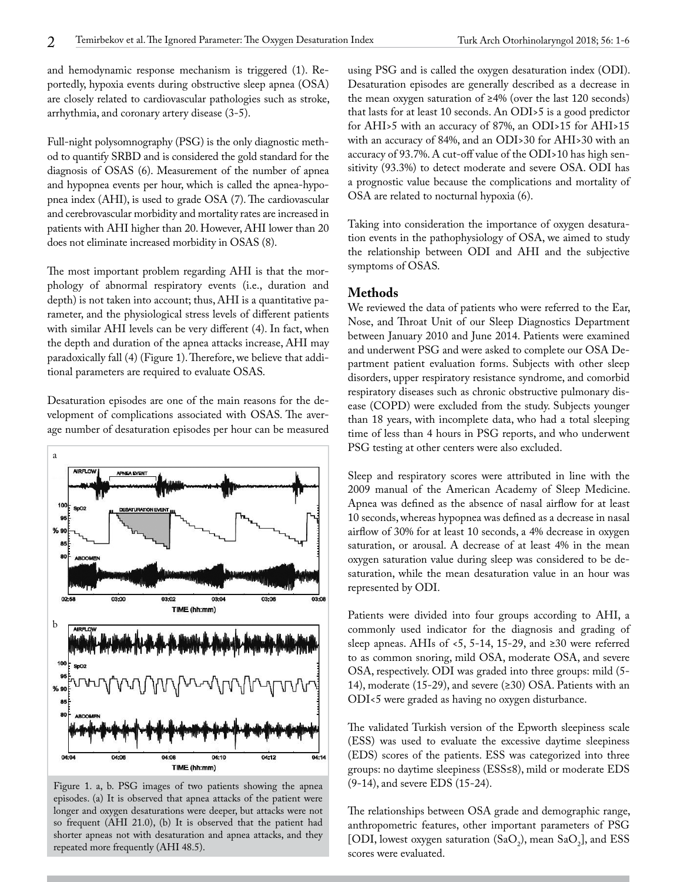and hemodynamic response mechanism is triggered (1). Reportedly, hypoxia events during obstructive sleep apnea (OSA) are closely related to cardiovascular pathologies such as stroke, arrhythmia, and coronary artery disease (3-5).

Full-night polysomnography (PSG) is the only diagnostic method to quantify SRBD and is considered the gold standard for the diagnosis of OSAS (6). Measurement of the number of apnea and hypopnea events per hour, which is called the apnea-hypopnea index (AHI), is used to grade OSA (7). The cardiovascular and cerebrovascular morbidity and mortality rates are increased in patients with AHI higher than 20. However, AHI lower than 20 does not eliminate increased morbidity in OSAS (8).

The most important problem regarding AHI is that the morphology of abnormal respiratory events (i.e., duration and depth) is not taken into account; thus, AHI is a quantitative parameter, and the physiological stress levels of different patients with similar AHI levels can be very different (4). In fact, when the depth and duration of the apnea attacks increase, AHI may paradoxically fall (4) (Figure 1). Therefore, we believe that additional parameters are required to evaluate OSAS.

Desaturation episodes are one of the main reasons for the development of complications associated with OSAS. The average number of desaturation episodes per hour can be measured using PSG and is called the oxygen desaturation index (ODI). Desaturation episodes are generally described as a decrease in the mean oxygen saturation of ≥4% (over the last 120 seconds) that lasts for at least 10 seconds. An ODI>5 is a good predictor for AHI>5 with an accuracy of 87%, an ODI>15 for AHI>15 with an accuracy of 84%, and an ODI>30 for AHI>30 with an accuracy of 93.7%. A cut-off value of the ODI>10 has high sensitivity (93.3%) to detect moderate and severe OSA. ODI has a prognostic value because the complications and mortality of OSA are related to nocturnal hypoxia (6).

Taking into consideration the importance of oxygen desaturation events in the pathophysiology of OSA, we aimed to study the relationship between ODI and AHI and the subjective symptoms of OSAS.

Figure 1. a, b. PSG images of two patients showing the apnea episodes. (a) It is observed that apnea attacks of the patient were longer and oxygen desaturations were deeper, but attacks were not so frequent (AHI 21.0), (b) It is observed that the patient had shorter apneas not with desaturation and apnea attacks, and they repeated more frequently (AHI 48.5).

## Methods

We reviewed the data of patients who were referred to the Ear, Nose, and Throat Unit of our Sleep Diagnostics Department between January 2010 and June 2014. Patients were examined and underwent PSG and were asked to complete our OSA Department patient evaluation forms. Subjects with other sleep disorders, upper respiratory resistance syndrome, and comorbid respiratory diseases such as chronic obstructive pulmonary disease (COPD) were excluded from the study. Subjects younger than 18 years, with incomplete data, who had a total sleeping time of less than 4 hours in PSG reports, and who underwent PSG testing at other centers were also excluded.

Sleep and respiratory scores were attributed in line with the 2009 manual of the American Academy of Sleep Medicine. Apnea was defined as the absence of nasal airflow for at least 10 seconds, whereas hypopnea was defined as a decrease in nasal airflow of 30% for at least 10 seconds, a 4% decrease in oxygen saturation, or arousal. A decrease of at least 4% in the mean oxygen saturation value during sleep was considered to be desaturation, while the mean desaturation value in an hour was represented by ODI.

Patients were divided into four groups according to AHI, a commonly used indicator for the diagnosis and grading of sleep apneas. AHIs of <5, 5-14, 15-29, and ≥30 were referred to as common snoring, mild OSA, moderate OSA, and severe OSA, respectively. ODI was graded into three groups: mild (5-14), moderate (15-29), and severe (≥30) OSA. Patients with an ODI<5 were graded as having no oxygen disturbance.

The validated Turkish version of the Epworth sleepiness scale (ESS) was used to evaluate the excessive daytime sleepiness (EDS) scores of the patients. ESS was categorized into three groups: no daytime sleepiness (ESS≤8), mild or moderate EDS (9-14), and severe EDS (15-24).

The relationships between OSA grade and demographic range, anthropometric features, other important parameters of PSG [ODI, lowest oxygen saturation ($SaO_2$), mean $SaO_2$], and ESS scores were evaluated.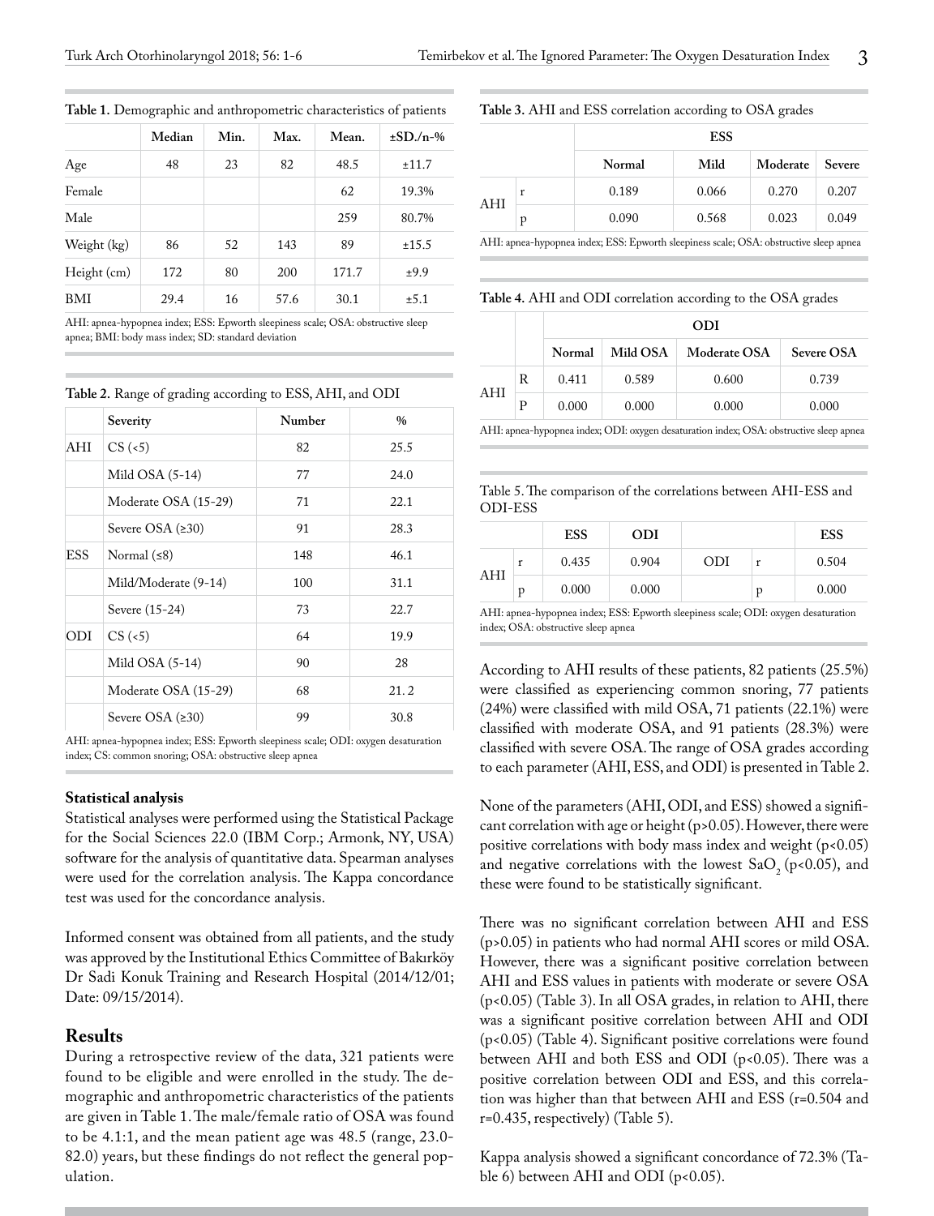**Table 1.** Demographic and anthropometric characteristics of patients

| | Median | Min. | Max. | Mean. | ±SD./n-% |
|---|---|---|---|---|---|
| Age | 48 | 23 | 82 | 48.5 | ±11.7 |
| Female | | | | 62 | 19.3% |
| Male | | | | 259 | 80.7% |
| Weight (kg) | 86 | 52 | 143 | 89 | ±15.5 |
| Height (cm) | 172 | 80 | 200 | 171.7 | ±9.9 |
| BMI | 29.4 | 16 | 57.6 | 30.1 | ±5.1 |

AHI: apnea-hypopnea index; ESS: Epworth sleepiness scale; OSA: obstructive sleep apnea; BMI: body mass index; SD: standard deviation

**Table 2.** Range of grading according to ESS, AHI, and ODI

| | Severity | Number | % |
|---|---|---|---|
| AHI | CS (<5) | 82 | 25.5 |
| | Mild OSA (5-14) | 77 | 24.0 |
| | Moderate OSA (15-29) | 71 | 22.1 |
| | Severe OSA (≥30) | 91 | 28.3 |
| ESS | Normal (≤8) | 148 | 46.1 |
| | Mild/Moderate (9-14) | 100 | 31.1 |
| | Severe (15-24) | 73 | 22.7 |
| ODI | CS (<5) | 64 | 19.9 |
| | Mild OSA (5-14) | 90 | 28 |
| | Moderate OSA (15-29) | 68 | 21. 2 |
| | Severe OSA (≥30) | 99 | 30.8 |

AHI: apnea-hypopnea index; ESS: Epworth sleepiness scale; ODI: oxygen desaturation index; CS: common snoring; OSA: obstructive sleep apnea

### Statistical analysis

Statistical analyses were performed using the Statistical Package for the Social Sciences 22.0 (IBM Corp.; Armonk, NY, USA) software for the analysis of quantitative data. Spearman analyses were used for the correlation analysis. The Kappa concordance test was used for the concordance analysis.

Informed consent was obtained from all patients, and the study was approved by the Institutional Ethics Committee of Bakırköy Dr Sadi Konuk Training and Research Hospital (2014/12/01; Date: 09/15/2014).

## Results

During a retrospective review of the data, 321 patients were found to be eligible and were enrolled in the study. The demographic and anthropometric characteristics of the patients are given in Table 1. The male/female ratio of OSA was found to be 4.1:1, and the mean patient age was 48.5 (range, 23.0-82.0) years, but these findings do not reflect the general population.

**Table 3.** AHI and ESS correlation according to OSA grades

| | | ESS | | | |
|---|---|---|---|---|---|
| | | Normal | Mild | Moderate | Severe |
| AHI | r | 0.189 | 0.066 | 0.270 | 0.207 |
| | p | 0.090 | 0.568 | 0.023 | 0.049 |

AHI: apnea-hypopnea index; ESS: Epworth sleepiness scale; OSA: obstructive sleep apnea

**Table 4.** AHI and ODI correlation according to the OSA grades

| | | ODI | | | |
|---|---|---|---|---|---|
| | | Normal | Mild OSA | Moderate OSA | Severe OSA |
| AHI | R | 0.411 | 0.589 | 0.600 | 0.739 |
| | P | 0.000 | 0.000 | 0.000 | 0.000 |

AHI: apnea-hypopnea index; ODI: oxygen desaturation index; OSA: obstructive sleep apnea

Table 5. The comparison of the correlations between AHI-ESS and ODI-ESS

| | | ESS | ODI | | | ESS |
|---|---|---|---|---|---|---|
| AHI | r | 0.435 | 0.904 | ODI | r | 0.504 |
| | p | 0.000 | 0.000 | | p | 0.000 |

AHI: apnea-hypopnea index; ESS: Epworth sleepiness scale; ODI: oxygen desaturation index; OSA: obstructive sleep apnea

According to AHI results of these patients, 82 patients (25.5%) were classified as experiencing common snoring, 77 patients (24%) were classified with mild OSA, 71 patients (22.1%) were classified with moderate OSA, and 91 patients (28.3%) were classified with severe OSA. The range of OSA grades according to each parameter (AHI, ESS, and ODI) is presented in Table 2.

None of the parameters (AHI, ODI, and ESS) showed a significant correlation with age or height ($p>0.05$). However, there were positive correlations with body mass index and weight ($p<0.05$) and negative correlations with the lowest $SaO_2$ ($p<0.05$), and these were found to be statistically significant.

There was no significant correlation between AHI and ESS ($p>0.05$) in patients who had normal AHI scores or mild OSA. However, there was a significant positive correlation between AHI and ESS values in patients with moderate or severe OSA ($p<0.05$) (Table 3). In all OSA grades, in relation to AHI, there was a significant positive correlation between AHI and ODI ($p<0.05$) (Table 4). Significant positive correlations were found between AHI and both ESS and ODI ($p<0.05$). There was a positive correlation between ODI and ESS, and this correlation was higher than that between AHI and ESS ($r=0.504$ and $r=0.435$, respectively) (Table 5).

Kappa analysis showed a significant concordance of 72.3% (Table 6) between AHI and ODI ($p<0.05$).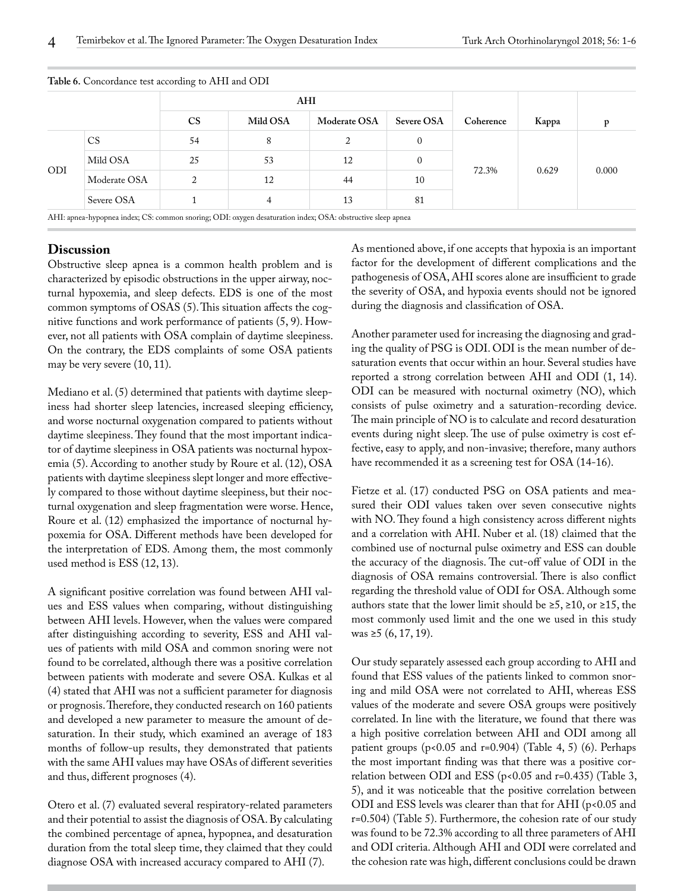**Table 6.** Concordance test according to AHI and ODI

| | | AHI | | | | | | |
|---|---|---|---|---|---|---|---|---|
| | | CS | Mild OSA | Moderate OSA | Severe OSA | Coherence | Kappa | p |
| ODI | CS | 54 | 8 | 2 | 0 | 72.3% | 0.629 | 0.000 |
| | Mild OSA | 25 | 53 | 12 | 0 | | | |
| | Moderate OSA | 2 | 12 | 44 | 10 | | | |
| | Severe OSA | 1 | 4 | 13 | 81 | | | |

AHI: apnea-hypopnea index; CS: common snoring; ODI: oxygen desaturation index; OSA: obstructive sleep apnea

## Discussion

Obstructive sleep apnea is a common health problem and is characterized by episodic obstructions in the upper airway, nocturnal hypoxemia, and sleep defects. EDS is one of the most common symptoms of OSAS (5). This situation affects the cognitive functions and work performance of patients (5, 9). However, not all patients with OSA complain of daytime sleepiness. On the contrary, the EDS complaints of some OSA patients may be very severe (10, 11).

Mediano et al. (5) determined that patients with daytime sleepiness had shorter sleep latencies, increased sleeping efficiency, and worse nocturnal oxygenation compared to patients without daytime sleepiness. They found that the most important indicator of daytime sleepiness in OSA patients was nocturnal hypoxemia (5). According to another study by Roure et al. (12), OSA patients with daytime sleepiness slept longer and more effectively compared to those without daytime sleepiness, but their nocturnal oxygenation and sleep fragmentation were worse. Hence, Roure et al. (12) emphasized the importance of nocturnal hypoxemia for OSA. Different methods have been developed for the interpretation of EDS. Among them, the most commonly used method is ESS (12, 13).

A significant positive correlation was found between AHI values and ESS values when comparing, without distinguishing between AHI levels. However, when the values were compared after distinguishing according to severity, ESS and AHI values of patients with mild OSA and common snoring were not found to be correlated, although there was a positive correlation between patients with moderate and severe OSA. Kulkas et al (4) stated that AHI was not a sufficient parameter for diagnosis or prognosis. Therefore, they conducted research on 160 patients and developed a new parameter to measure the amount of desaturation. In their study, which examined an average of 183 months of follow-up results, they demonstrated that patients with the same AHI values may have OSAs of different severities and thus, different prognoses (4).

Otero et al. (7) evaluated several respiratory-related parameters and their potential to assist the diagnosis of OSA. By calculating the combined percentage of apnea, hypopnea, and desaturation duration from the total sleep time, they claimed that they could diagnose OSA with increased accuracy compared to AHI (7).

As mentioned above, if one accepts that hypoxia is an important factor for the development of different complications and the pathogenesis of OSA, AHI scores alone are insufficient to grade the severity of OSA, and hypoxia events should not be ignored during the diagnosis and classification of OSA.

Another parameter used for increasing the diagnosing and grading the quality of PSG is ODI. ODI is the mean number of desaturation events that occur within an hour. Several studies have reported a strong correlation between AHI and ODI (1, 14). ODI can be measured with nocturnal oximetry (NO), which consists of pulse oximetry and a saturation-recording device. The main principle of NO is to calculate and record desaturation events during night sleep. The use of pulse oximetry is cost effective, easy to apply, and non-invasive; therefore, many authors have recommended it as a screening test for OSA (14-16).

Fietze et al. (17) conducted PSG on OSA patients and measured their ODI values taken over seven consecutive nights with NO. They found a high consistency across different nights and a correlation with AHI. Nuber et al. (18) claimed that the combined use of nocturnal pulse oximetry and ESS can double the accuracy of the diagnosis. The cut-off value of ODI in the diagnosis of OSA remains controversial. There is also conflict regarding the threshold value of ODI for OSA. Although some authors state that the lower limit should be ≥5, ≥10, or ≥15, the most commonly used limit and the one we used in this study was ≥5 (6, 17, 19).

Our study separately assessed each group according to AHI and found that ESS values of the patients linked to common snoring and mild OSA were not correlated to AHI, whereas ESS values of the moderate and severe OSA groups were positively correlated. In line with the literature, we found that there was a high positive correlation between AHI and ODI among all patient groups ($p<0.05$ and $r=0.904$) (Table 4, 5) (6). Perhaps the most important finding was that there was a positive correlation between ODI and ESS ($p<0.05$ and $r=0.435$) (Table 3, 5), and it was noticeable that the positive correlation between ODI and ESS levels was clearer than that for AHI ($p<0.05$ and $r=0.504$) (Table 5). Furthermore, the cohesion rate of our study was found to be 72.3% according to all three parameters of AHI and ODI criteria. Although AHI and ODI were correlated and the cohesion rate was high, different conclusions could be drawn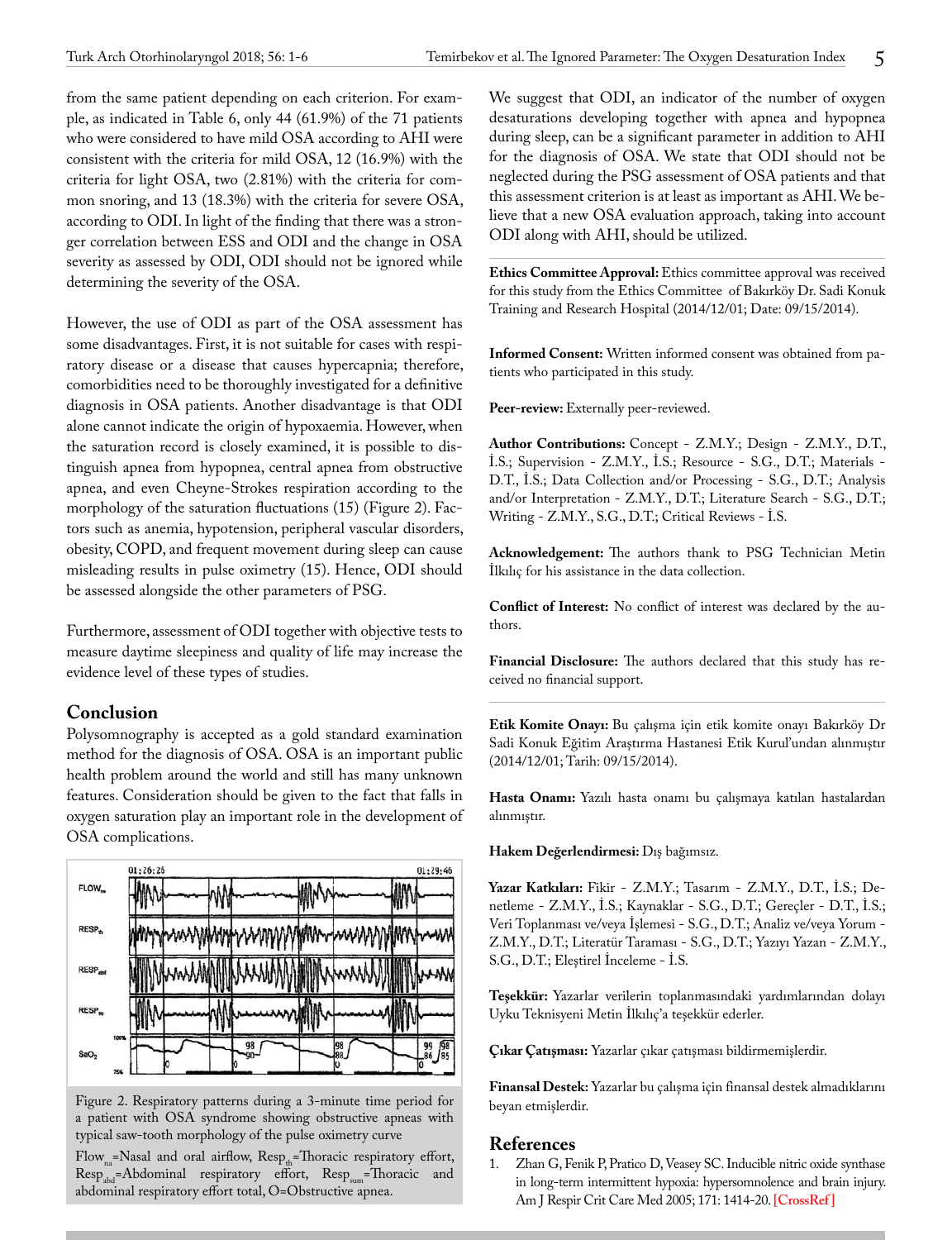from the same patient depending on each criterion. For example, as indicated in Table 6, only 44 (61.9%) of the 71 patients who were considered to have mild OSA according to AHI were consistent with the criteria for mild OSA, 12 (16.9%) with the criteria for light OSA, two (2.81%) with the criteria for common snoring, and 13 (18.3%) with the criteria for severe OSA, according to ODI. In light of the finding that there was a stronger correlation between ESS and ODI and the change in OSA severity as assessed by ODI, ODI should not be ignored while determining the severity of the OSA.

However, the use of ODI as part of the OSA assessment has some disadvantages. First, it is not suitable for cases with respiratory disease or a disease that causes hypercapnia; therefore, comorbidities need to be thoroughly investigated for a definitive diagnosis in OSA patients. Another disadvantage is that ODI alone cannot indicate the origin of hypoxaemia. However, when the saturation record is closely examined, it is possible to distinguish apnea from hypopnea, central apnea from obstructive apnea, and even Cheyne-Strokes respiration according to the morphology of the saturation fluctuations (15) (Figure 2). Factors such as anemia, hypotension, peripheral vascular disorders, obesity, COPD, and frequent movement during sleep can cause misleading results in pulse oximetry (15). Hence, ODI should be assessed alongside the other parameters of PSG.

Furthermore, assessment of ODI together with objective tests to measure daytime sleepiness and quality of life may increase the evidence level of these types of studies.

## Conclusion

Polysomnography is accepted as a gold standard examination method for the diagnosis of OSA. OSA is an important public health problem around the world and still has many unknown features. Consideration should be given to the fact that falls in oxygen saturation play an important role in the development of OSA complications.

Figure 2. Respiratory patterns during a 3-minute time period for a patient with OSA syndrome showing obstructive apneas with typical saw-tooth morphology of the pulse oximetry curve

$Flow_{na}$=Nasal and oral airflow, $Resp_{th}$=Thoracic respiratory effort, $Resp_{abd}$=Abdominal respiratory effort, $Resp_{sum}$=Thoracic and abdominal respiratory effort total, O=Obstructive apnea.

We suggest that ODI, an indicator of the number of oxygen desaturations developing together with apnea and hypopnea during sleep, can be a significant parameter in addition to AHI for the diagnosis of OSA. We state that ODI should not be neglected during the PSG assessment of OSA patients and that this assessment criterion is at least as important as AHI. We believe that a new OSA evaluation approach, taking into account ODI along with AHI, should be utilized.

**Ethics Committee Approval:** Ethics committee approval was received for this study from the Ethics Committee of Bakırköy Dr. Sadi Konuk Training and Research Hospital (2014/12/01; Date: 09/15/2014).

**Informed Consent:** Written informed consent was obtained from patients who participated in this study.

**Peer-review:** Externally peer-reviewed.

**Author Contributions:** Concept - Z.M.Y.; Design - Z.M.Y., D.T., İ.S.; Supervision - Z.M.Y., İ.S.; Resource - S.G., D.T.; Materials - D.T., İ.S.; Data Collection and/or Processing - S.G., D.T.; Analysis and/or Interpretation - Z.M.Y., D.T.; Literature Search - S.G., D.T.; Writing - Z.M.Y., S.G., D.T.; Critical Reviews - İ.S.

**Acknowledgement:** The authors thank to PSG Technician Metin İlkılıç for his assistance in the data collection.

**Conflict of Interest:** No conflict of interest was declared by the authors.

**Financial Disclosure:** The authors declared that this study has received no financial support.

**Etik Komite Onayı:** Bu çalışma için etik komite onayı Bakırköy Dr Sadi Konuk Eğitim Araştırma Hastanesi Etik Kurul'undan alınmıştır (2014/12/01; Tarih: 09/15/2014).

**Hasta Onamı:** Yazılı hasta onamı bu çalışmaya katılan hastalardan alınmıştır.

**Hakem Değerlendirmesi:** Dış bağımsız.

**Yazar Katkıları:** Fikir - Z.M.Y.; Tasarım - Z.M.Y., D.T., İ.S.; Denetleme - Z.M.Y., İ.S.; Kaynaklar - S.G., D.T.; Gereçler - D.T., İ.S.; Veri Toplanması ve/veya İşlemesi - S.G., D.T.; Analiz ve/veya Yorum - Z.M.Y., D.T.; Literatür Taraması - S.G., D.T.; Yazıyı Yazan - Z.M.Y., S.G., D.T.; Eleştirel İnceleme - İ.S.

**Teşekkür:** Yazarlar verilerin toplanmasındaki yardımlarından dolayı Uyku Teknisyeni Metin İlkılıç'a teşekkür ederler.

**Çıkar Çatışması:** Yazarlar çıkar çatışması bildirmemişlerdir.

**Finansal Destek:** Yazarlar bu çalışma için finansal destek almadıklarını beyan etmişlerdir.

## References

1. Zhan G, Fenik P, Pratico D, Veasey SC. Inducible nitric oxide synthase in long-term intermittent hypoxia: hypersomnolence and brain injury. Am J Respir Crit Care Med 2005; 171: 1414-20. [CrossRef]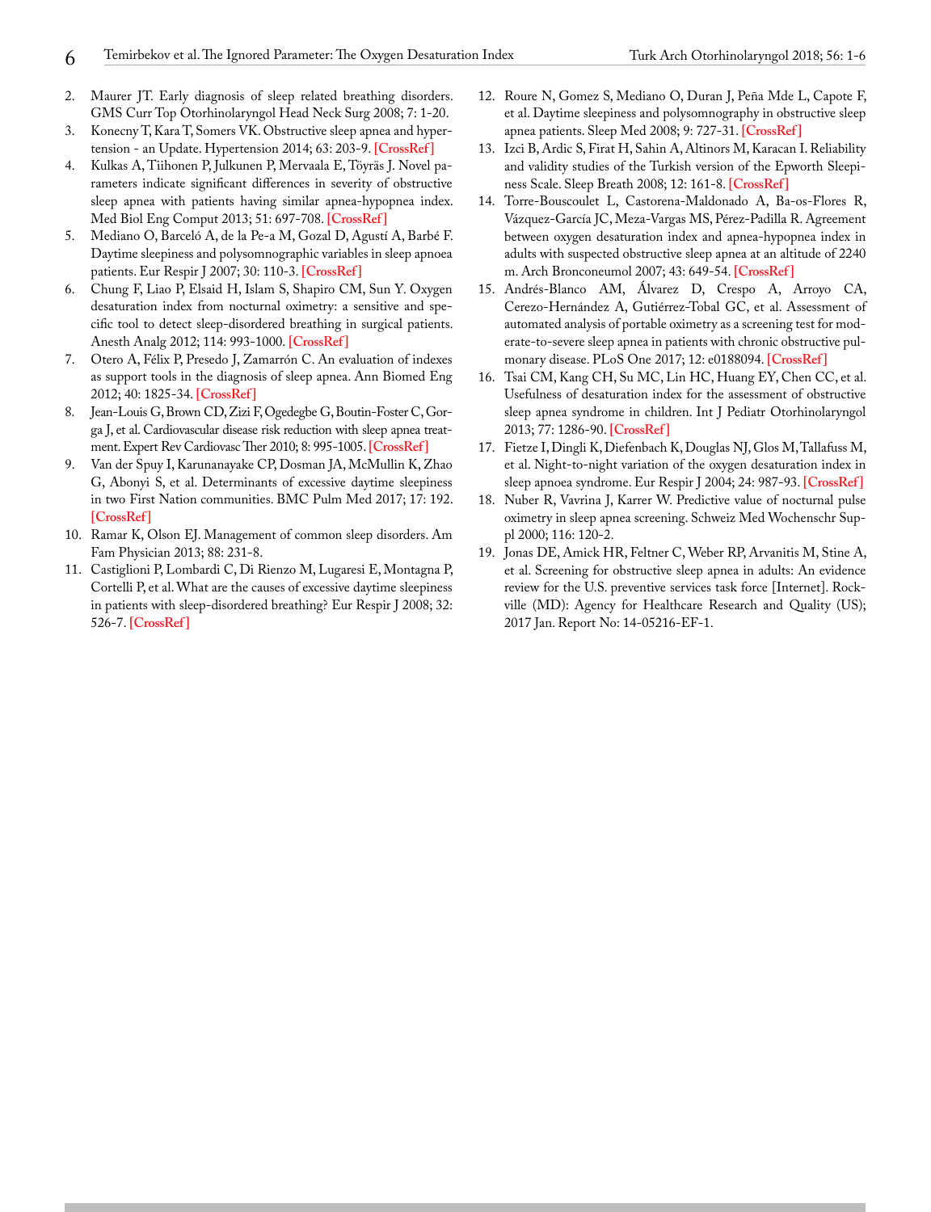2. Maurer JT. Early diagnosis of sleep related breathing disorders. GMS Curr Top Otorhinolaryngol Head Neck Surg 2008; 7: 1-20.
3. Konecny T, Kara T, Somers VK. Obstructive sleep apnea and hypertension - an Update. Hypertension 2014; 63: 203-9. [CrossRef]
4. Kulkas A, Tiihonen P, Julkunen P, Mervaala E, Töyräs J. Novel parameters indicate significant differences in severity of obstructive sleep apnea with patients having similar apnea-hypopnea index. Med Biol Eng Comput 2013; 51: 697-708. [CrossRef]
5. Mediano O, Barceló A, de la Pe-a M, Gozal D, Agustí A, Barbé F. Daytime sleepiness and polysomnographic variables in sleep apnoea patients. Eur Respir J 2007; 30: 110-3. [CrossRef]
6. Chung F, Liao P, Elsaid H, Islam S, Shapiro CM, Sun Y. Oxygen desaturation index from nocturnal oximetry: a sensitive and specific tool to detect sleep-disordered breathing in surgical patients. Anesth Analg 2012; 114: 993-1000. [CrossRef]
7. Otero A, Félix P, Presedo J, Zamarrón C. An evaluation of indexes as support tools in the diagnosis of sleep apnea. Ann Biomed Eng 2012; 40: 1825-34. [CrossRef]
8. Jean-Louis G, Brown CD, Zizi F, Ogedegbe G, Boutin-Foster C, Gorga J, et al. Cardiovascular disease risk reduction with sleep apnea treatment. Expert Rev Cardiovasc Ther 2010; 8: 995-1005. [CrossRef]
9. Van der Spuy I, Karunanayake CP, Dosman JA, McMullin K, Zhao G, Abonyi S, et al. Determinants of excessive daytime sleepiness in two First Nation communities. BMC Pulm Med 2017; 17: 192. [CrossRef]
10. Ramar K, Olson EJ. Management of common sleep disorders. Am Fam Physician 2013; 88: 231-8.
11. Castiglioni P, Lombardi C, Di Rienzo M, Lugaresi E, Montagna P, Cortelli P, et al. What are the causes of excessive daytime sleepiness in patients with sleep-disordered breathing? Eur Respir J 2008; 32: 526-7. [CrossRef]
12. Roure N, Gomez S, Mediano O, Duran J, Peña Mde L, Capote F, et al. Daytime sleepiness and polysomnography in obstructive sleep apnea patients. Sleep Med 2008; 9: 727-31. [CrossRef]
13. Izci B, Ardic S, Firat H, Sahin A, Altinors M, Karacan I. Reliability and validity studies of the Turkish version of the Epworth Sleepiness Scale. Sleep Breath 2008; 12: 161-8. [CrossRef]
14. Torre-Bouscoulet L, Castorena-Maldonado A, Ba-os-Flores R, Vázquez-García JC, Meza-Vargas MS, Pérez-Padilla R. Agreement between oxygen desaturation index and apnea-hypopnea index in adults with suspected obstructive sleep apnea at an altitude of 2240 m. Arch Bronconeumol 2007; 43: 649-54. [CrossRef]
15. Andrés-Blanco AM, Álvarez D, Crespo A, Arroyo CA, Cerezo-Hernández A, Gutiérrez-Tobal GC, et al. Assessment of automated analysis of portable oximetry as a screening test for moderate-to-severe sleep apnea in patients with chronic obstructive pulmonary disease. PLoS One 2017; 12: e0188094. [CrossRef]
16. Tsai CM, Kang CH, Su MC, Lin HC, Huang EY, Chen CC, et al. Usefulness of desaturation index for the assessment of obstructive sleep apnea syndrome in children. Int J Pediatr Otorhinolaryngol 2013; 77: 1286-90. [CrossRef]
17. Fietze I, Dingli K, Diefenbach K, Douglas NJ, Glos M, Tallafuss M, et al. Night-to-night variation of the oxygen desaturation index in sleep apnoea syndrome. Eur Respir J 2004; 24: 987-93. [CrossRef]
18. Nuber R, Vavrina J, Karrer W. Predictive value of nocturnal pulse oximetry in sleep apnea screening. Schweiz Med Wochenschr Suppl 2000; 116: 120-2.
19. Jonas DE, Amick HR, Feltner C, Weber RP, Arvanitis M, Stine A, et al. Screening for obstructive sleep apnea in adults: An evidence review for the U.S. preventive services task force [Internet]. Rockville (MD): Agency for Healthcare Research and Quality (US); 2017 Jan. Report No: 14-05216-EF-1.